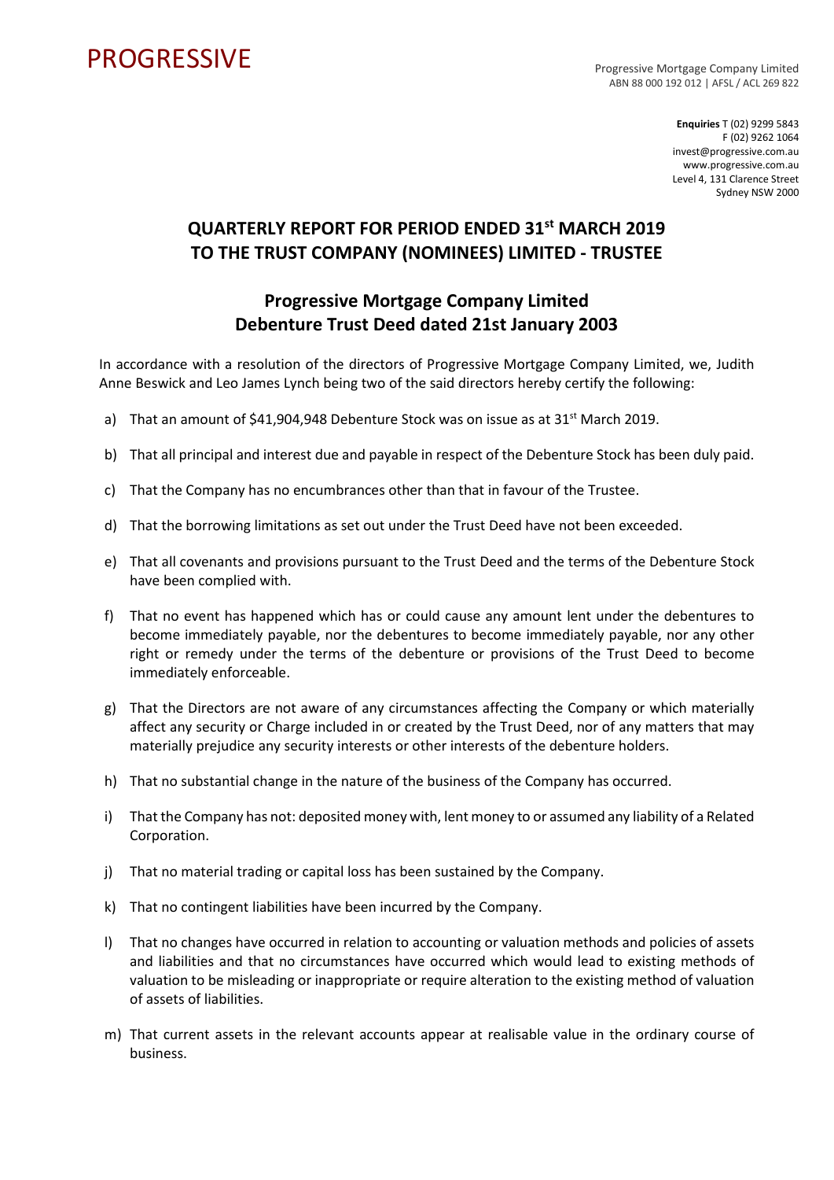PROGRESSIVE

Progressive Mortgage Company Limited
ABN 88 000 192 012 | AFSL / ACL 269 822

**Enquiries** T (02) 9299 5843
F (02) 9262 1064
invest@progressive.com.au
www.progressive.com.au
Level 4, 131 Clarence Street
Sydney NSW 2000

# QUARTERLY REPORT FOR PERIOD ENDED 31st MARCH 2019 TO THE TRUST COMPANY (NOMINEES) LIMITED - TRUSTEE

## Progressive Mortgage Company Limited Debenture Trust Deed dated 21st January 2003

In accordance with a resolution of the directors of Progressive Mortgage Company Limited, we, Judith Anne Beswick and Leo James Lynch being two of the said directors hereby certify the following:

a) That an amount of $41,904,948 Debenture Stock was on issue as at 31st March 2019.

b) That all principal and interest due and payable in respect of the Debenture Stock has been duly paid.

c) That the Company has no encumbrances other than that in favour of the Trustee.

d) That the borrowing limitations as set out under the Trust Deed have not been exceeded.

e) That all covenants and provisions pursuant to the Trust Deed and the terms of the Debenture Stock have been complied with.

f) That no event has happened which has or could cause any amount lent under the debentures to become immediately payable, nor the debentures to become immediately payable, nor any other right or remedy under the terms of the debenture or provisions of the Trust Deed to become immediately enforceable.

g) That the Directors are not aware of any circumstances affecting the Company or which materially affect any security or Charge included in or created by the Trust Deed, nor of any matters that may materially prejudice any security interests or other interests of the debenture holders.

h) That no substantial change in the nature of the business of the Company has occurred.

i) That the Company has not: deposited money with, lent money to or assumed any liability of a Related Corporation.

j) That no material trading or capital loss has been sustained by the Company.

k) That no contingent liabilities have been incurred by the Company.

l) That no changes have occurred in relation to accounting or valuation methods and policies of assets and liabilities and that no circumstances have occurred which would lead to existing methods of valuation to be misleading or inappropriate or require alteration to the existing method of valuation of assets of liabilities.

m) That current assets in the relevant accounts appear at realisable value in the ordinary course of business.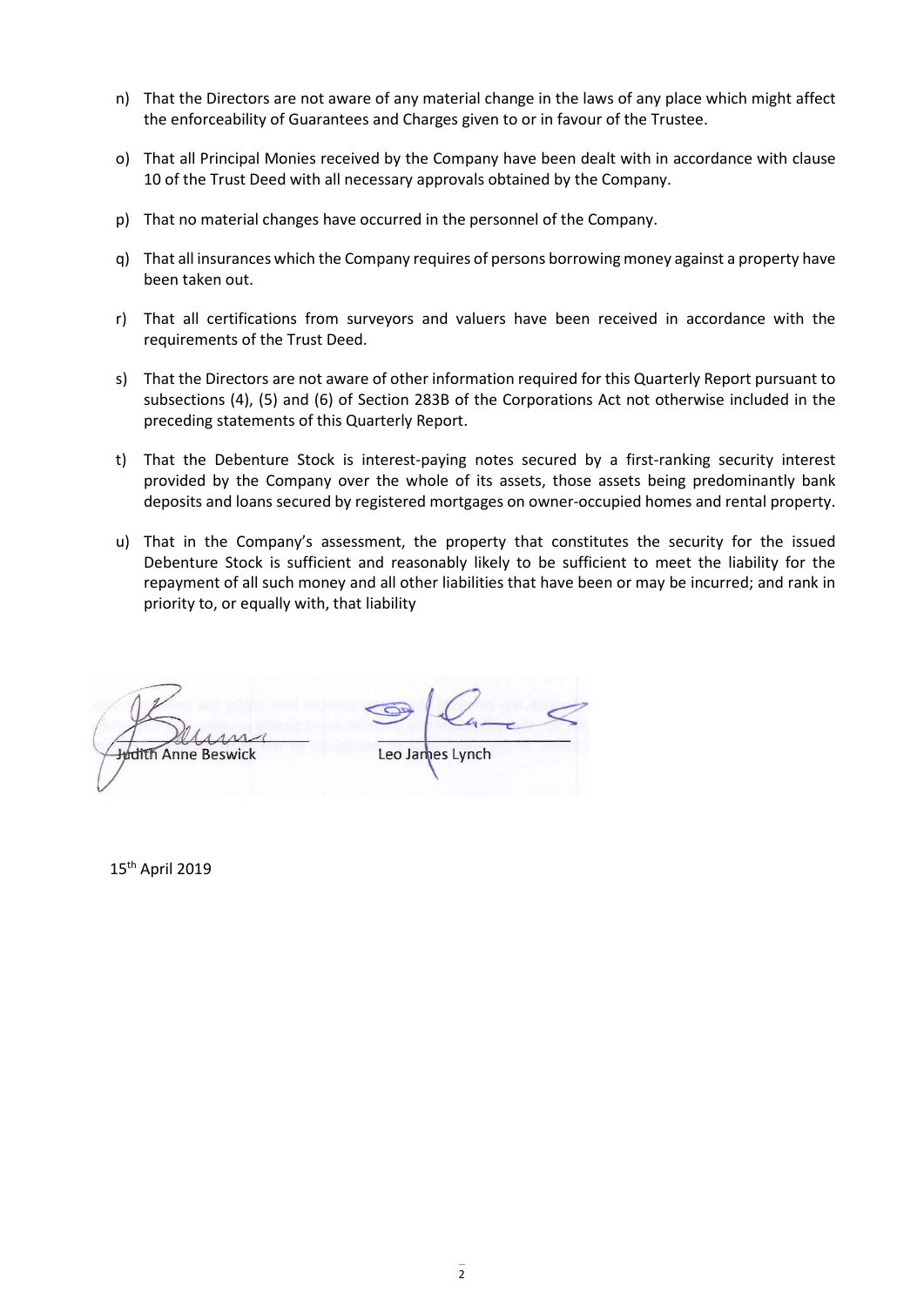n) That the Directors are not aware of any material change in the laws of any place which might affect the enforceability of Guarantees and Charges given to or in favour of the Trustee.

o) That all Principal Monies received by the Company have been dealt with in accordance with clause 10 of the Trust Deed with all necessary approvals obtained by the Company.

p) That no material changes have occurred in the personnel of the Company.

q) That all insurances which the Company requires of persons borrowing money against a property have been taken out.

r) That all certifications from surveyors and valuers have been received in accordance with the requirements of the Trust Deed.

s) That the Directors are not aware of other information required for this Quarterly Report pursuant to subsections (4), (5) and (6) of Section 283B of the Corporations Act not otherwise included in the preceding statements of this Quarterly Report.

t) That the Debenture Stock is interest-paying notes secured by a first-ranking security interest provided by the Company over the whole of its assets, those assets being predominantly bank deposits and loans secured by registered mortgages on owner-occupied homes and rental property.

u) That in the Company's assessment, the property that constitutes the security for the issued Debenture Stock is sufficient and reasonably likely to be sufficient to meet the liability for the repayment of all such money and all other liabilities that have been or may be incurred; and rank in priority to, or equally with, that liability

Judith Anne Beswick

Leo James Lynch

15th April 2019